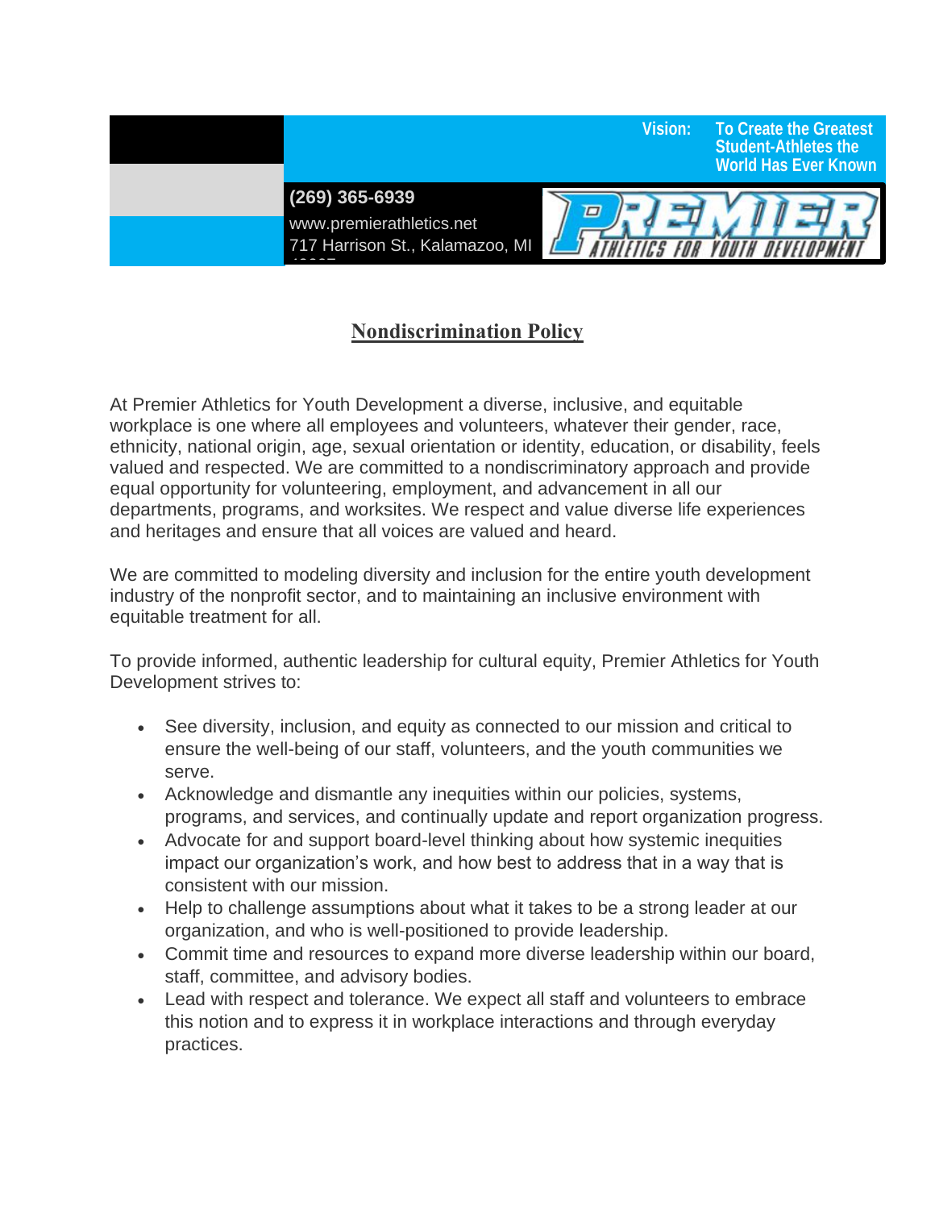Vision: To Create the Greatest Student-Athletes the World Has Ever Known

**(269) 365-6939**
www.premierathletics.net
717 Harrison St., Kalamazoo, MI

PREMIER ATHLETICS FOR YOUTH DEVELOPMENT

# Nondiscrimination Policy

At Premier Athletics for Youth Development a diverse, inclusive, and equitable workplace is one where all employees and volunteers, whatever their gender, race, ethnicity, national origin, age, sexual orientation or identity, education, or disability, feels valued and respected. We are committed to a nondiscriminatory approach and provide equal opportunity for volunteering, employment, and advancement in all our departments, programs, and worksites. We respect and value diverse life experiences and heritages and ensure that all voices are valued and heard.

We are committed to modeling diversity and inclusion for the entire youth development industry of the nonprofit sector, and to maintaining an inclusive environment with equitable treatment for all.

To provide informed, authentic leadership for cultural equity, Premier Athletics for Youth Development strives to:

- See diversity, inclusion, and equity as connected to our mission and critical to ensure the well-being of our staff, volunteers, and the youth communities we serve.
- Acknowledge and dismantle any inequities within our policies, systems, programs, and services, and continually update and report organization progress.
- Advocate for and support board-level thinking about how systemic inequities impact our organization's work, and how best to address that in a way that is consistent with our mission.
- Help to challenge assumptions about what it takes to be a strong leader at our organization, and who is well-positioned to provide leadership.
- Commit time and resources to expand more diverse leadership within our board, staff, committee, and advisory bodies.
- Lead with respect and tolerance. We expect all staff and volunteers to embrace this notion and to express it in workplace interactions and through everyday practices.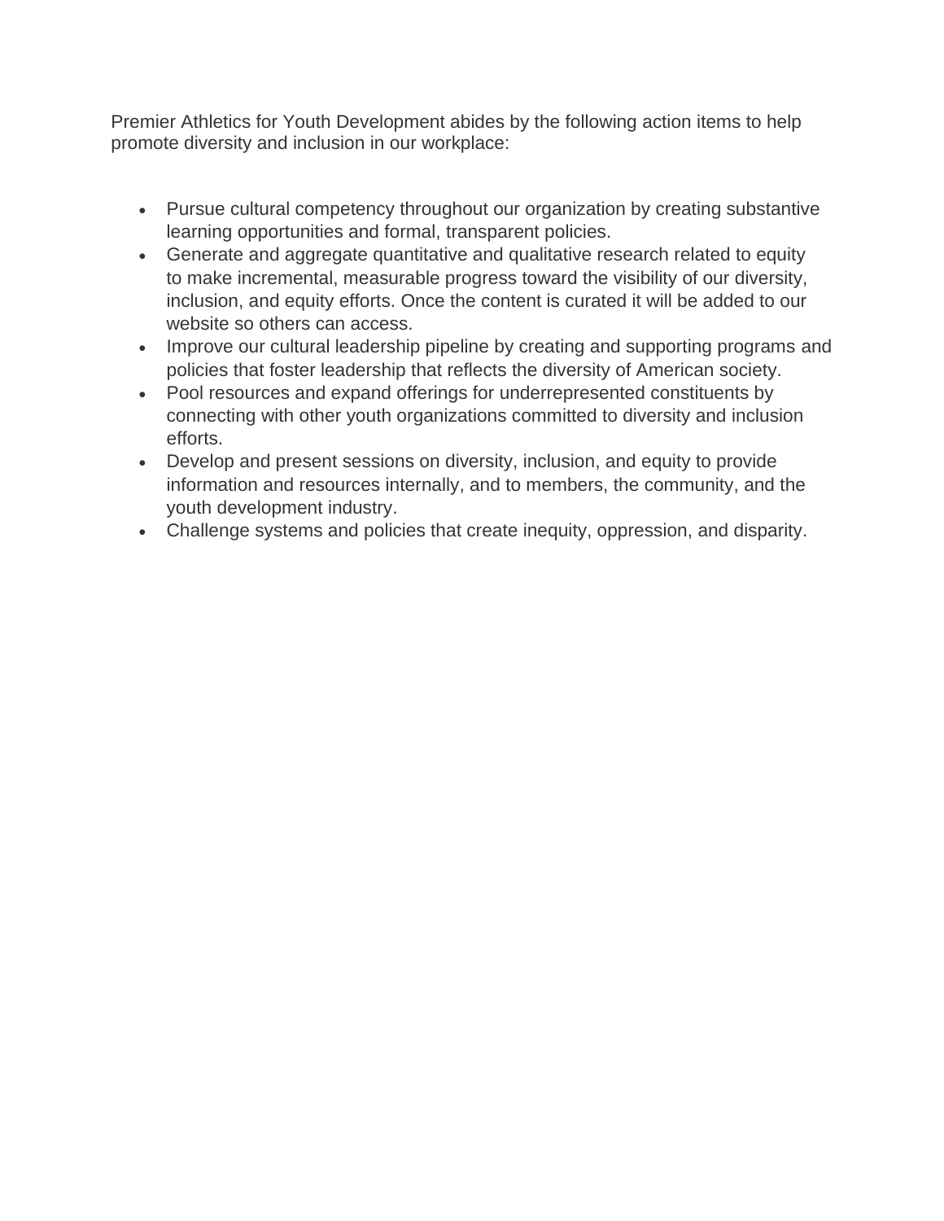Premier Athletics for Youth Development abides by the following action items to help promote diversity and inclusion in our workplace:

- Pursue cultural competency throughout our organization by creating substantive learning opportunities and formal, transparent policies.
- Generate and aggregate quantitative and qualitative research related to equity to make incremental, measurable progress toward the visibility of our diversity, inclusion, and equity efforts. Once the content is curated it will be added to our website so others can access.
- Improve our cultural leadership pipeline by creating and supporting programs and policies that foster leadership that reflects the diversity of American society.
- Pool resources and expand offerings for underrepresented constituents by connecting with other youth organizations committed to diversity and inclusion efforts.
- Develop and present sessions on diversity, inclusion, and equity to provide information and resources internally, and to members, the community, and the youth development industry.
- Challenge systems and policies that create inequity, oppression, and disparity.